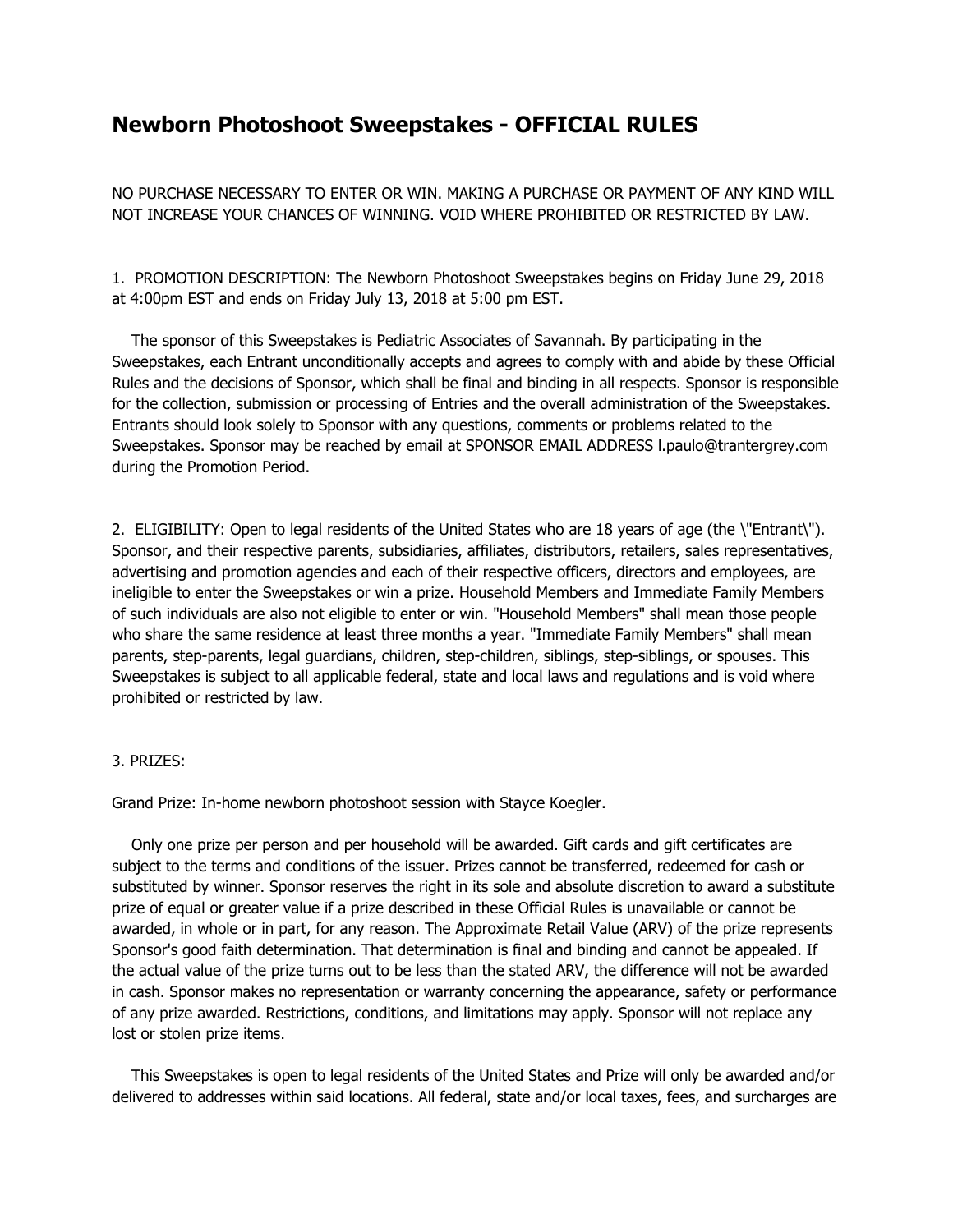# Newborn Photoshoot Sweepstakes - OFFICIAL RULES

NO PURCHASE NECESSARY TO ENTER OR WIN. MAKING A PURCHASE OR PAYMENT OF ANY KIND WILL NOT INCREASE YOUR CHANCES OF WINNING. VOID WHERE PROHIBITED OR RESTRICTED BY LAW.

1. PROMOTION DESCRIPTION: The Newborn Photoshoot Sweepstakes begins on Friday June 29, 2018 at 4:00pm EST and ends on Friday July 13, 2018 at 5:00 pm EST.

The sponsor of this Sweepstakes is Pediatric Associates of Savannah. By participating in the Sweepstakes, each Entrant unconditionally accepts and agrees to comply with and abide by these Official Rules and the decisions of Sponsor, which shall be final and binding in all respects. Sponsor is responsible for the collection, submission or processing of Entries and the overall administration of the Sweepstakes. Entrants should look solely to Sponsor with any questions, comments or problems related to the Sweepstakes. Sponsor may be reached by email at SPONSOR EMAIL ADDRESS l.paulo@trantergrey.com during the Promotion Period.

2. ELIGIBILITY: Open to legal residents of the United States who are 18 years of age (the \"Entrant\"). Sponsor, and their respective parents, subsidiaries, affiliates, distributors, retailers, sales representatives, advertising and promotion agencies and each of their respective officers, directors and employees, are ineligible to enter the Sweepstakes or win a prize. Household Members and Immediate Family Members of such individuals are also not eligible to enter or win. "Household Members" shall mean those people who share the same residence at least three months a year. "Immediate Family Members" shall mean parents, step-parents, legal guardians, children, step-children, siblings, step-siblings, or spouses. This Sweepstakes is subject to all applicable federal, state and local laws and regulations and is void where prohibited or restricted by law.

3. PRIZES:

Grand Prize: In-home newborn photoshoot session with Stayce Koegler.

Only one prize per person and per household will be awarded. Gift cards and gift certificates are subject to the terms and conditions of the issuer. Prizes cannot be transferred, redeemed for cash or substituted by winner. Sponsor reserves the right in its sole and absolute discretion to award a substitute prize of equal or greater value if a prize described in these Official Rules is unavailable or cannot be awarded, in whole or in part, for any reason. The Approximate Retail Value (ARV) of the prize represents Sponsor's good faith determination. That determination is final and binding and cannot be appealed. If the actual value of the prize turns out to be less than the stated ARV, the difference will not be awarded in cash. Sponsor makes no representation or warranty concerning the appearance, safety or performance of any prize awarded. Restrictions, conditions, and limitations may apply. Sponsor will not replace any lost or stolen prize items.

This Sweepstakes is open to legal residents of the United States and Prize will only be awarded and/or delivered to addresses within said locations. All federal, state and/or local taxes, fees, and surcharges are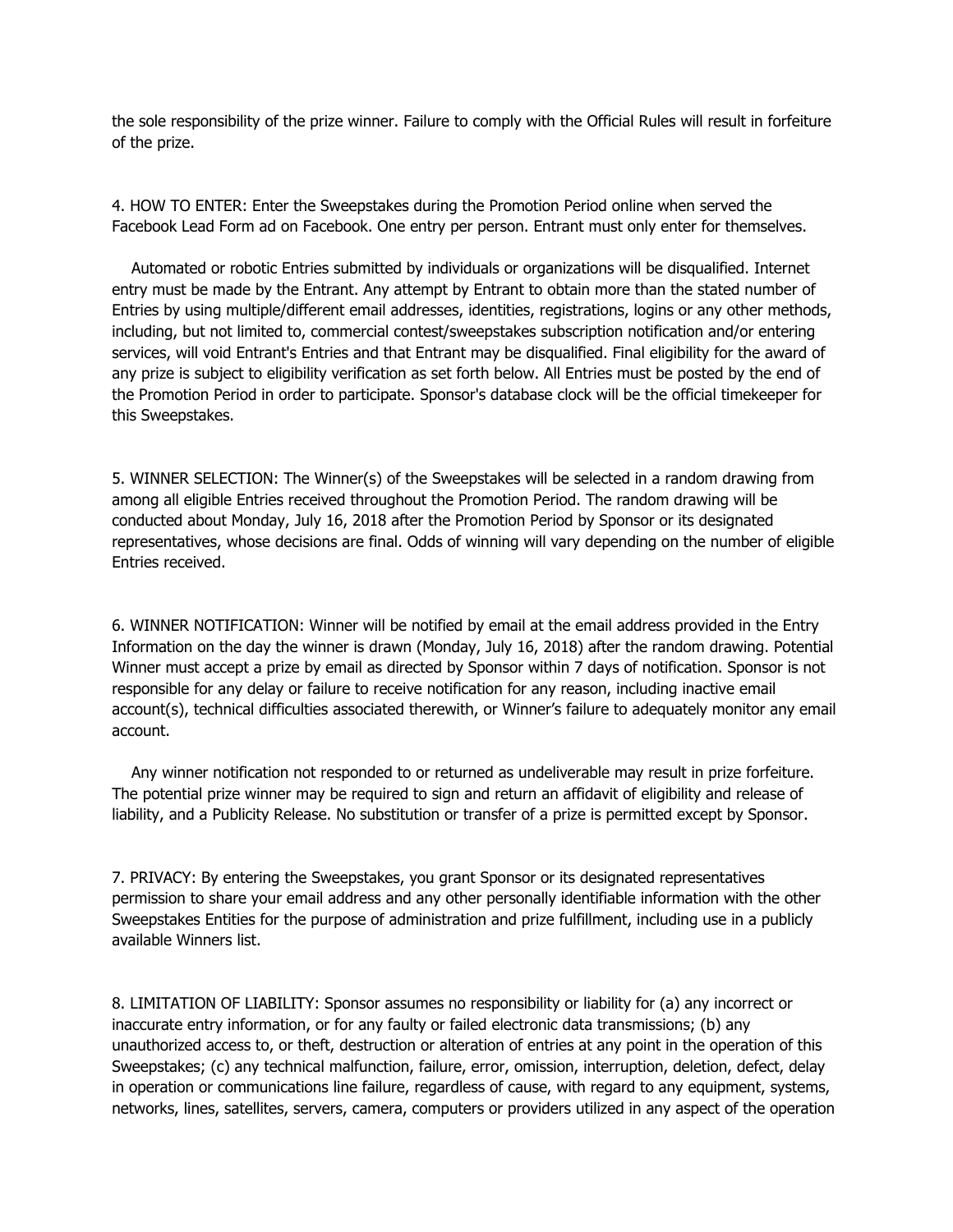the sole responsibility of the prize winner. Failure to comply with the Official Rules will result in forfeiture of the prize.

4. HOW TO ENTER: Enter the Sweepstakes during the Promotion Period online when served the Facebook Lead Form ad on Facebook. One entry per person. Entrant must only enter for themselves.

Automated or robotic Entries submitted by individuals or organizations will be disqualified. Internet entry must be made by the Entrant. Any attempt by Entrant to obtain more than the stated number of Entries by using multiple/different email addresses, identities, registrations, logins or any other methods, including, but not limited to, commercial contest/sweepstakes subscription notification and/or entering services, will void Entrant's Entries and that Entrant may be disqualified. Final eligibility for the award of any prize is subject to eligibility verification as set forth below. All Entries must be posted by the end of the Promotion Period in order to participate. Sponsor's database clock will be the official timekeeper for this Sweepstakes.

5. WINNER SELECTION: The Winner(s) of the Sweepstakes will be selected in a random drawing from among all eligible Entries received throughout the Promotion Period. The random drawing will be conducted about Monday, July 16, 2018 after the Promotion Period by Sponsor or its designated representatives, whose decisions are final. Odds of winning will vary depending on the number of eligible Entries received.

6. WINNER NOTIFICATION: Winner will be notified by email at the email address provided in the Entry Information on the day the winner is drawn (Monday, July 16, 2018) after the random drawing. Potential Winner must accept a prize by email as directed by Sponsor within 7 days of notification. Sponsor is not responsible for any delay or failure to receive notification for any reason, including inactive email account(s), technical difficulties associated therewith, or Winner's failure to adequately monitor any email account.

Any winner notification not responded to or returned as undeliverable may result in prize forfeiture. The potential prize winner may be required to sign and return an affidavit of eligibility and release of liability, and a Publicity Release. No substitution or transfer of a prize is permitted except by Sponsor.

7. PRIVACY: By entering the Sweepstakes, you grant Sponsor or its designated representatives permission to share your email address and any other personally identifiable information with the other Sweepstakes Entities for the purpose of administration and prize fulfillment, including use in a publicly available Winners list.

8. LIMITATION OF LIABILITY: Sponsor assumes no responsibility or liability for (a) any incorrect or inaccurate entry information, or for any faulty or failed electronic data transmissions; (b) any unauthorized access to, or theft, destruction or alteration of entries at any point in the operation of this Sweepstakes; (c) any technical malfunction, failure, error, omission, interruption, deletion, defect, delay in operation or communications line failure, regardless of cause, with regard to any equipment, systems, networks, lines, satellites, servers, camera, computers or providers utilized in any aspect of the operation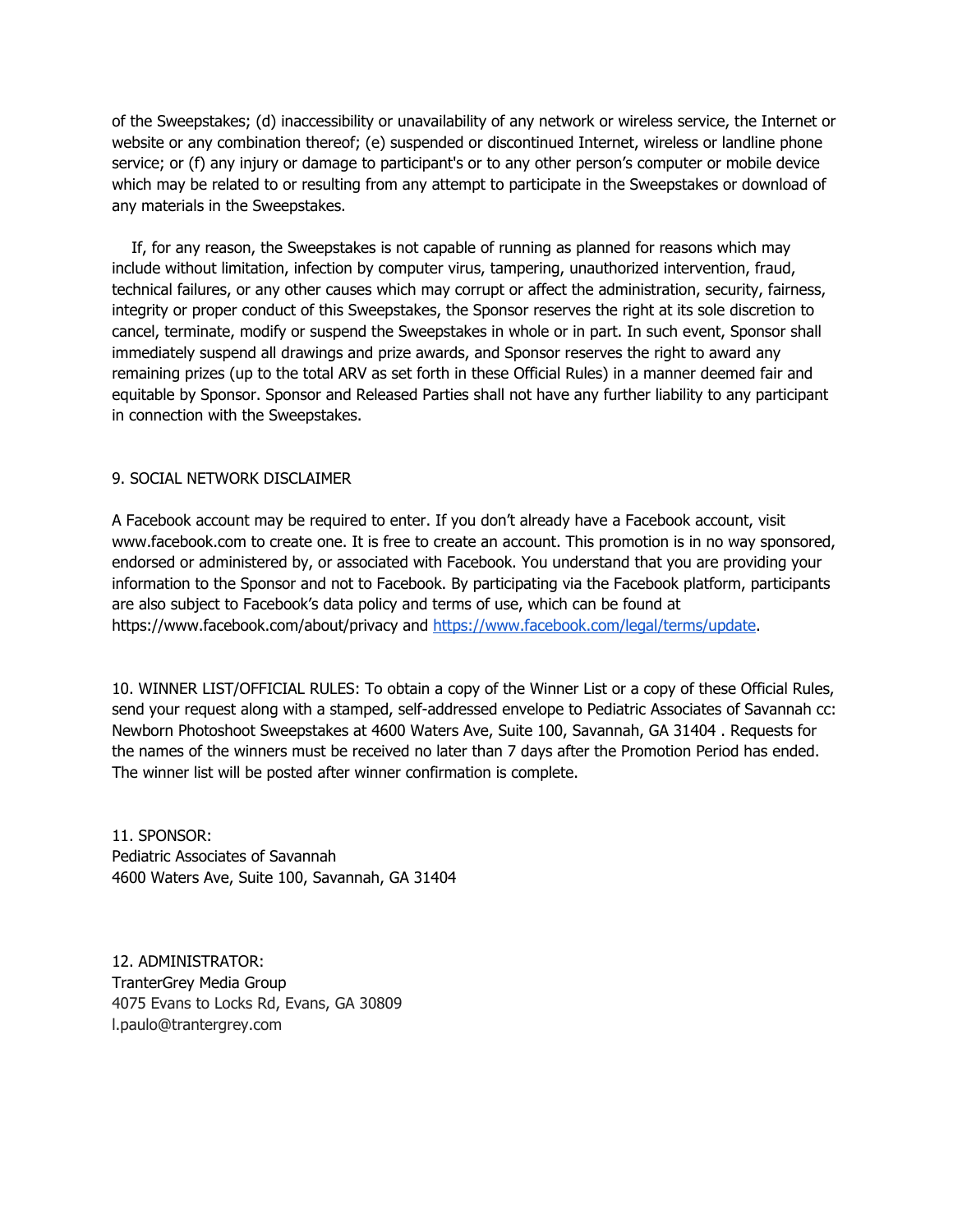of the Sweepstakes; (d) inaccessibility or unavailability of any network or wireless service, the Internet or website or any combination thereof; (e) suspended or discontinued Internet, wireless or landline phone service; or (f) any injury or damage to participant's or to any other person's computer or mobile device which may be related to or resulting from any attempt to participate in the Sweepstakes or download of any materials in the Sweepstakes.

If, for any reason, the Sweepstakes is not capable of running as planned for reasons which may include without limitation, infection by computer virus, tampering, unauthorized intervention, fraud, technical failures, or any other causes which may corrupt or affect the administration, security, fairness, integrity or proper conduct of this Sweepstakes, the Sponsor reserves the right at its sole discretion to cancel, terminate, modify or suspend the Sweepstakes in whole or in part. In such event, Sponsor shall immediately suspend all drawings and prize awards, and Sponsor reserves the right to award any remaining prizes (up to the total ARV as set forth in these Official Rules) in a manner deemed fair and equitable by Sponsor. Sponsor and Released Parties shall not have any further liability to any participant in connection with the Sweepstakes.

9. SOCIAL NETWORK DISCLAIMER

A Facebook account may be required to enter. If you don't already have a Facebook account, visit www.facebook.com to create one. It is free to create an account. This promotion is in no way sponsored, endorsed or administered by, or associated with Facebook. You understand that you are providing your information to the Sponsor and not to Facebook. By participating via the Facebook platform, participants are also subject to Facebook's data policy and terms of use, which can be found at https://www.facebook.com/about/privacy and [https://www.facebook.com/legal/terms/update](https://www.facebook.com/legal/terms/update).

10. WINNER LIST/OFFICIAL RULES: To obtain a copy of the Winner List or a copy of these Official Rules, send your request along with a stamped, self-addressed envelope to Pediatric Associates of Savannah cc: Newborn Photoshoot Sweepstakes at 4600 Waters Ave, Suite 100, Savannah, GA 31404 . Requests for the names of the winners must be received no later than 7 days after the Promotion Period has ended. The winner list will be posted after winner confirmation is complete.

11. SPONSOR:
Pediatric Associates of Savannah
4600 Waters Ave, Suite 100, Savannah, GA 31404

12. ADMINISTRATOR:
TranterGrey Media Group
4075 Evans to Locks Rd, Evans, GA 30809
l.paulo@trantergrey.com